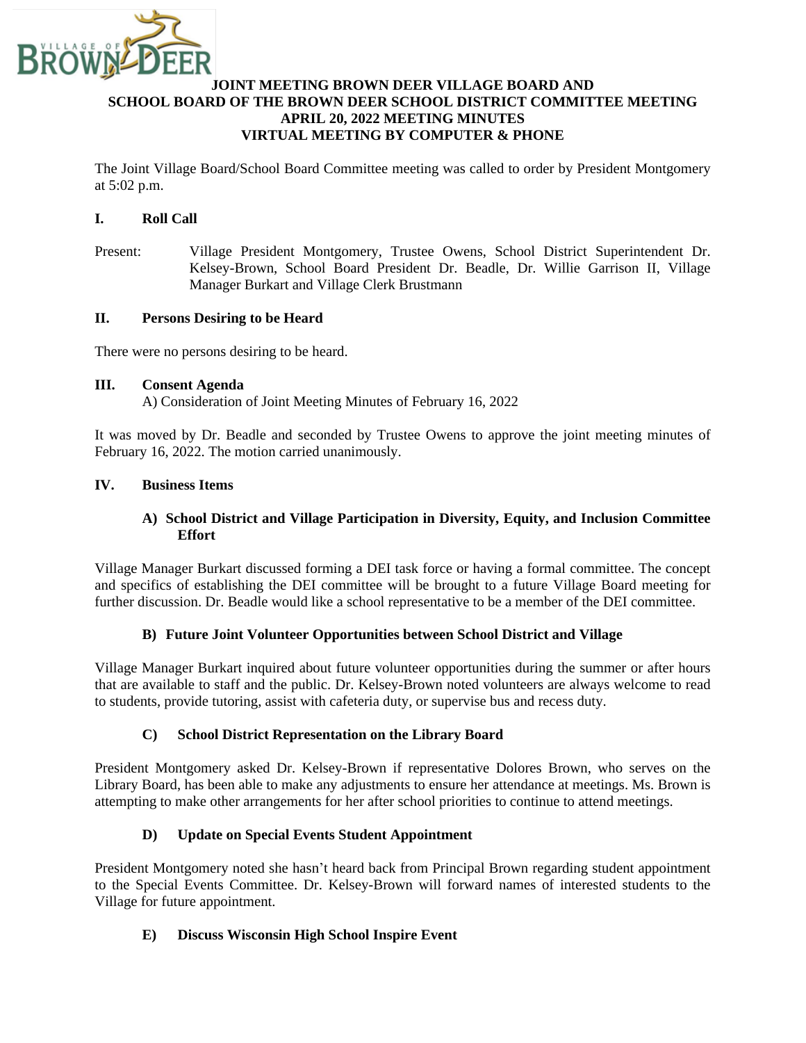# JOINT MEETING BROWN DEER VILLAGE BOARD AND SCHOOL BOARD OF THE BROWN DEER SCHOOL DISTRICT COMMITTEE MEETING APRIL 20, 2022 MEETING MINUTES VIRTUAL MEETING BY COMPUTER & PHONE

The Joint Village Board/School Board Committee meeting was called to order by President Montgomery at 5:02 p.m.

## I. Roll Call

Present: Village President Montgomery, Trustee Owens, School District Superintendent Dr. Kelsey-Brown, School Board President Dr. Beadle, Dr. Willie Garrison II, Village Manager Burkart and Village Clerk Brustmann

## II. Persons Desiring to be Heard

There were no persons desiring to be heard.

## III. Consent Agenda

A) Consideration of Joint Meeting Minutes of February 16, 2022

It was moved by Dr. Beadle and seconded by Trustee Owens to approve the joint meeting minutes of February 16, 2022. The motion carried unanimously.

## IV. Business Items

### A) School District and Village Participation in Diversity, Equity, and Inclusion Committee Effort

Village Manager Burkart discussed forming a DEI task force or having a formal committee. The concept and specifics of establishing the DEI committee will be brought to a future Village Board meeting for further discussion. Dr. Beadle would like a school representative to be a member of the DEI committee.

### B) Future Joint Volunteer Opportunities between School District and Village

Village Manager Burkart inquired about future volunteer opportunities during the summer or after hours that are available to staff and the public. Dr. Kelsey-Brown noted volunteers are always welcome to read to students, provide tutoring, assist with cafeteria duty, or supervise bus and recess duty.

### C) School District Representation on the Library Board

President Montgomery asked Dr. Kelsey-Brown if representative Dolores Brown, who serves on the Library Board, has been able to make any adjustments to ensure her attendance at meetings. Ms. Brown is attempting to make other arrangements for her after school priorities to continue to attend meetings.

### D) Update on Special Events Student Appointment

President Montgomery noted she hasn't heard back from Principal Brown regarding student appointment to the Special Events Committee. Dr. Kelsey-Brown will forward names of interested students to the Village for future appointment.

### E) Discuss Wisconsin High School Inspire Event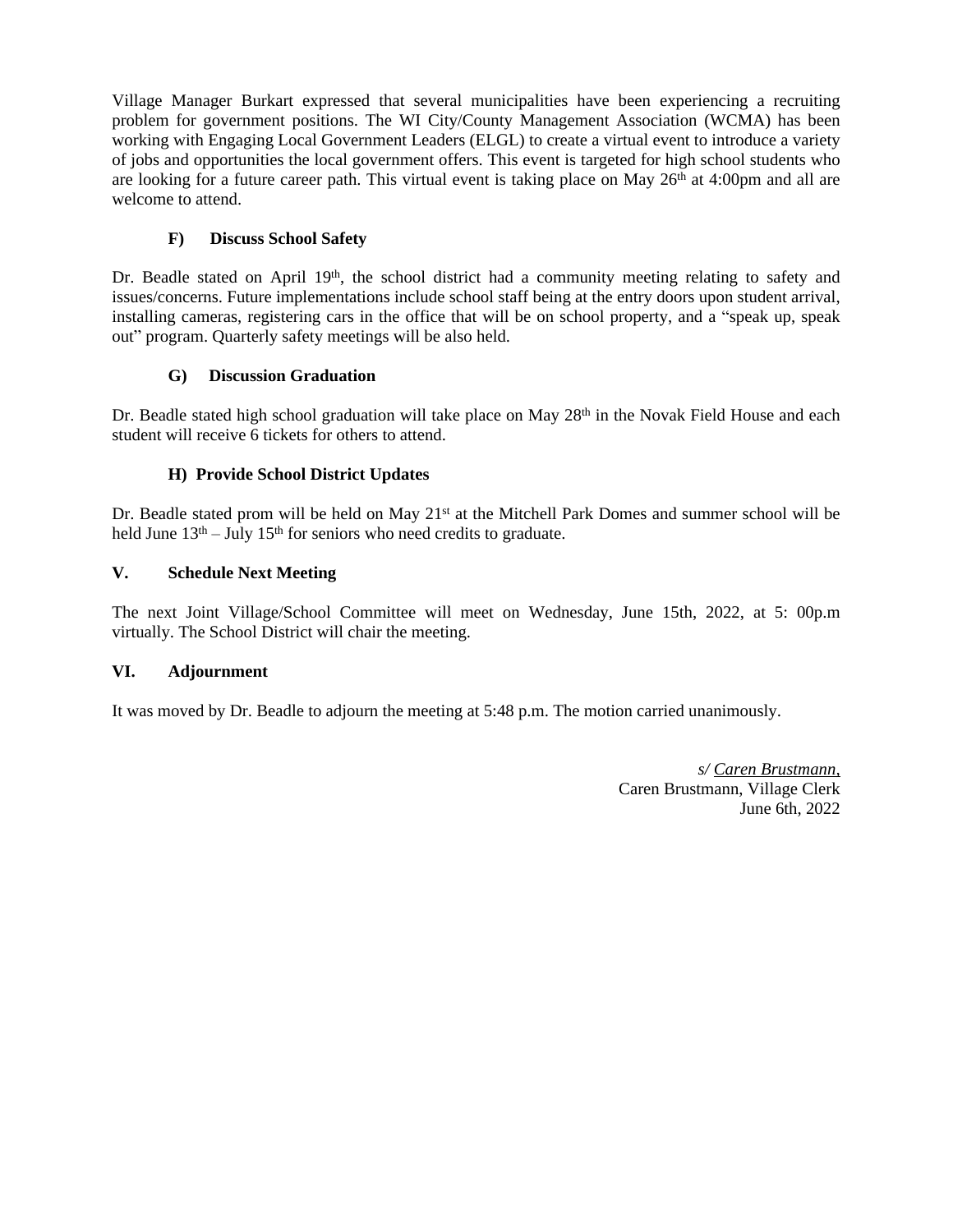Village Manager Burkart expressed that several municipalities have been experiencing a recruiting problem for government positions. The WI City/County Management Association (WCMA) has been working with Engaging Local Government Leaders (ELGL) to create a virtual event to introduce a variety of jobs and opportunities the local government offers. This event is targeted for high school students who are looking for a future career path. This virtual event is taking place on May 26th at 4:00pm and all are welcome to attend.

### F) Discuss School Safety

Dr. Beadle stated on April 19th, the school district had a community meeting relating to safety and issues/concerns. Future implementations include school staff being at the entry doors upon student arrival, installing cameras, registering cars in the office that will be on school property, and a "speak up, speak out" program. Quarterly safety meetings will be also held.

### G) Discussion Graduation

Dr. Beadle stated high school graduation will take place on May 28th in the Novak Field House and each student will receive 6 tickets for others to attend.

### H) Provide School District Updates

Dr. Beadle stated prom will be held on May 21st at the Mitchell Park Domes and summer school will be held June 13th – July 15th for seniors who need credits to graduate.

## V. Schedule Next Meeting

The next Joint Village/School Committee will meet on Wednesday, June 15th, 2022, at 5: 00p.m virtually. The School District will chair the meeting.

## VI. Adjournment

It was moved by Dr. Beadle to adjourn the meeting at 5:48 p.m. The motion carried unanimously.

*s/ Caren Brustmann,*
Caren Brustmann, Village Clerk
June 6th, 2022